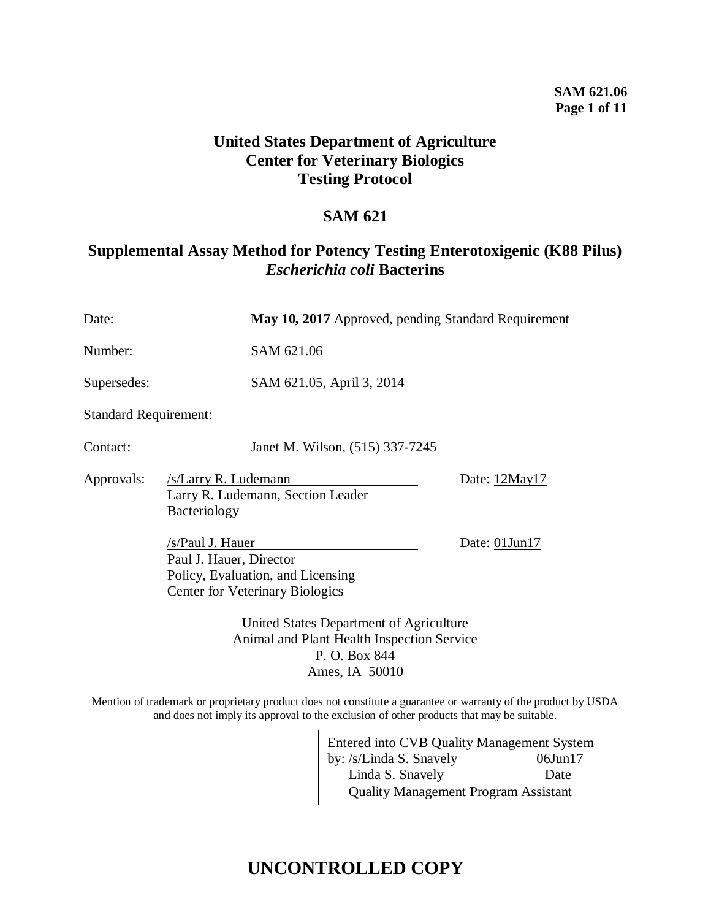# United States Department of Agriculture
# Center for Veterinary Biologics
# Testing Protocol

## SAM 621

## Supplemental Assay Method for Potency Testing Enterotoxigenic (K88 Pilus) *Escherichia coli* Bacterins

Date: **May 10, 2017** Approved, pending Standard Requirement

Number: SAM 621.06

Supersedes: SAM 621.05, April 3, 2014

Standard Requirement:

Contact: Janet M. Wilson, (515) 337-7245

Approvals: /s/Larry R. Ludemann Date: 12May17
Larry R. Ludemann, Section Leader
Bacteriology

/s/Paul J. Hauer Date: 01Jun17
Paul J. Hauer, Director
Policy, Evaluation, and Licensing
Center for Veterinary Biologics

United States Department of Agriculture
Animal and Plant Health Inspection Service
P. O. Box 844
Ames, IA 50010

Mention of trademark or proprietary product does not constitute a guarantee or warranty of the product by USDA and does not imply its approval to the exclusion of other products that may be suitable.

Entered into CVB Quality Management System
by: /s/Linda S. Snavely 06Jun17
Linda S. Snavely Date
Quality Management Program Assistant

# UNCONTROLLED COPY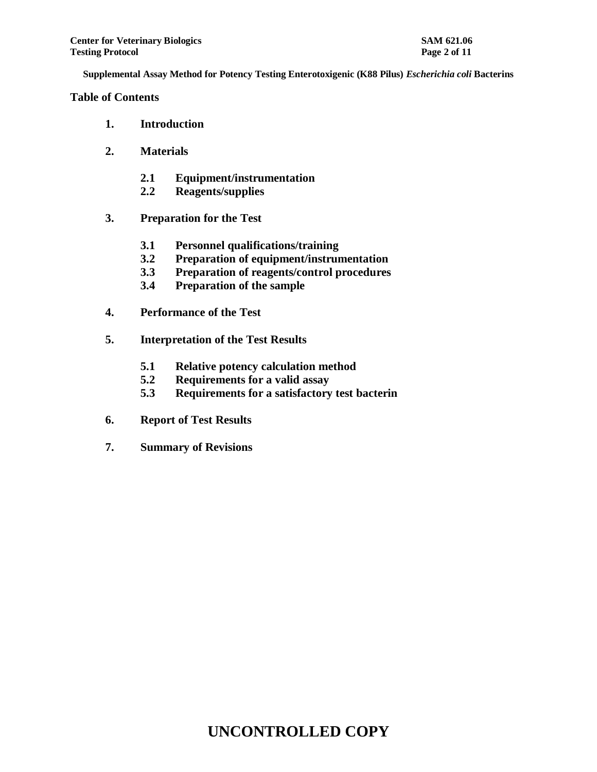**Supplemental Assay Method for Potency Testing Enterotoxigenic (K88 Pilus)** ***Escherichia coli*** **Bacterins**

## Table of Contents

1. **Introduction**

2. **Materials**

   2.1 **Equipment/instrumentation**
   2.2 **Reagents/supplies**

3. **Preparation for the Test**

   3.1 **Personnel qualifications/training**
   3.2 **Preparation of equipment/instrumentation**
   3.3 **Preparation of reagents/control procedures**
   3.4 **Preparation of the sample**

4. **Performance of the Test**

5. **Interpretation of the Test Results**

   5.1 **Relative potency calculation method**
   5.2 **Requirements for a valid assay**
   5.3 **Requirements for a satisfactory test bacterin**

6. **Report of Test Results**

7. **Summary of Revisions**

**UNCONTROLLED COPY**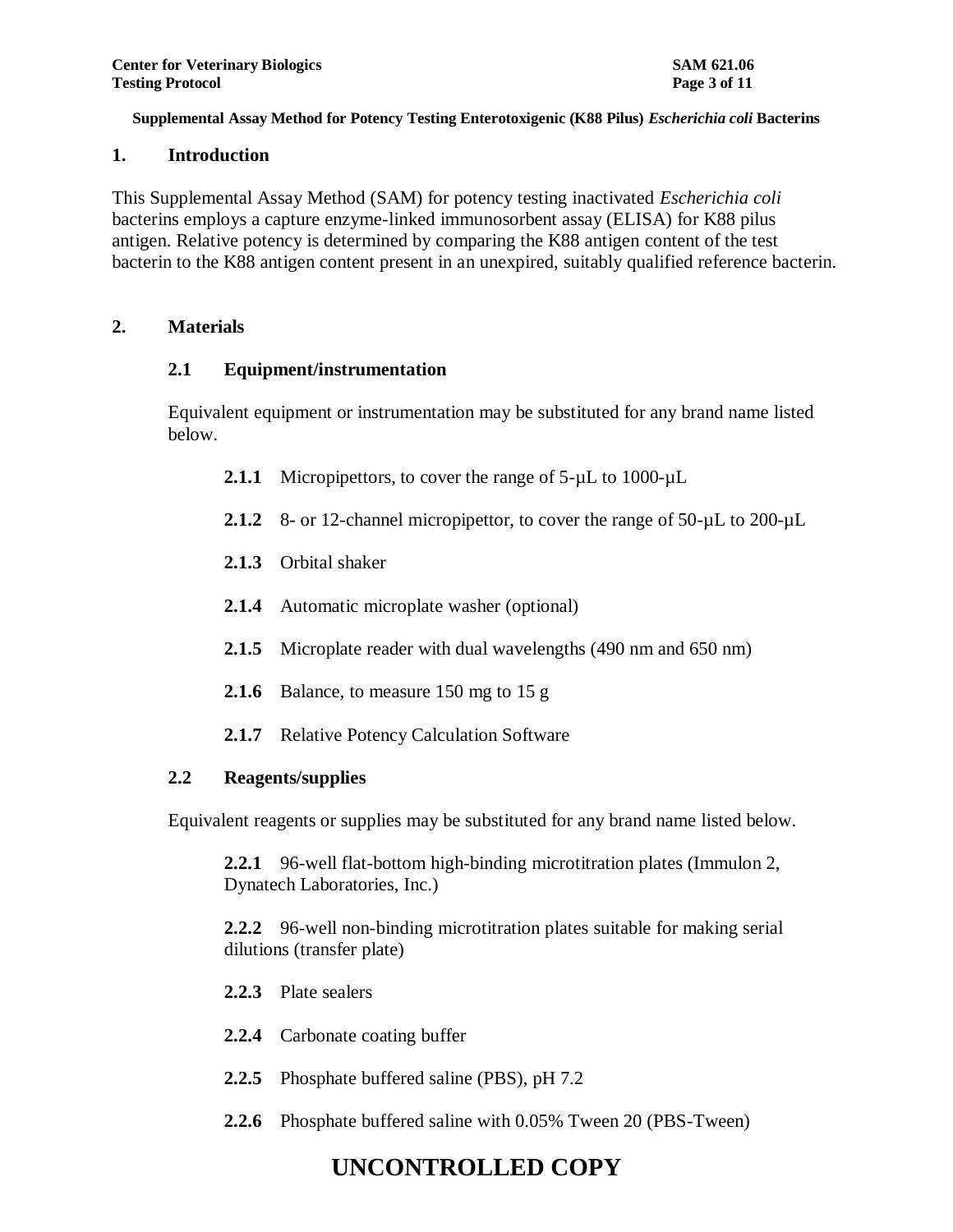**Supplemental Assay Method for Potency Testing Enterotoxigenic (K88 Pilus) *Escherichia coli* Bacterins**

## 1. Introduction

This Supplemental Assay Method (SAM) for potency testing inactivated *Escherichia coli* bacterins employs a capture enzyme-linked immunosorbent assay (ELISA) for K88 pilus antigen. Relative potency is determined by comparing the K88 antigen content of the test bacterin to the K88 antigen content present in an unexpired, suitably qualified reference bacterin.

## 2. Materials

### 2.1 Equipment/instrumentation

Equivalent equipment or instrumentation may be substituted for any brand name listed below.

**2.1.1** Micropipettors, to cover the range of 5-µL to 1000-µL

**2.1.2** 8- or 12-channel micropipettor, to cover the range of 50-µL to 200-µL

**2.1.3** Orbital shaker

**2.1.4** Automatic microplate washer (optional)

**2.1.5** Microplate reader with dual wavelengths (490 nm and 650 nm)

**2.1.6** Balance, to measure 150 mg to 15 g

**2.1.7** Relative Potency Calculation Software

### 2.2 Reagents/supplies

Equivalent reagents or supplies may be substituted for any brand name listed below.

**2.2.1** 96-well flat-bottom high-binding microtitration plates (Immulon 2, Dynatech Laboratories, Inc.)

**2.2.2** 96-well non-binding microtitration plates suitable for making serial dilutions (transfer plate)

**2.2.3** Plate sealers

**2.2.4** Carbonate coating buffer

**2.2.5** Phosphate buffered saline (PBS), pH 7.2

**2.2.6** Phosphate buffered saline with 0.05% Tween 20 (PBS-Tween)

**UNCONTROLLED COPY**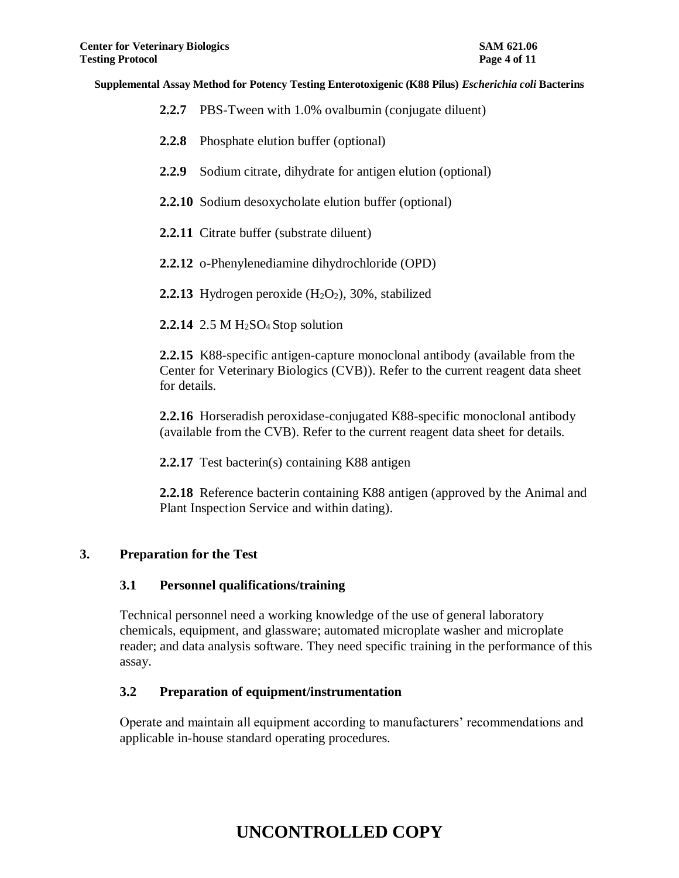**2.2.7** PBS-Tween with 1.0% ovalbumin (conjugate diluent)

**2.2.8** Phosphate elution buffer (optional)

**2.2.9** Sodium citrate, dihydrate for antigen elution (optional)

**2.2.10** Sodium desoxycholate elution buffer (optional)

**2.2.11** Citrate buffer (substrate diluent)

**2.2.12** o-Phenylenediamine dihydrochloride (OPD)

**2.2.13** Hydrogen peroxide ($H_2O_2$), 30%, stabilized

**2.2.14** 2.5 M $H_2SO_4$ Stop solution

**2.2.15** K88-specific antigen-capture monoclonal antibody (available from the Center for Veterinary Biologics (CVB)). Refer to the current reagent data sheet for details.

**2.2.16** Horseradish peroxidase-conjugated K88-specific monoclonal antibody (available from the CVB). Refer to the current reagent data sheet for details.

**2.2.17** Test bacterin(s) containing K88 antigen

**2.2.18** Reference bacterin containing K88 antigen (approved by the Animal and Plant Inspection Service and within dating).

## 3. Preparation for the Test

### 3.1 Personnel qualifications/training

Technical personnel need a working knowledge of the use of general laboratory chemicals, equipment, and glassware; automated microplate washer and microplate reader; and data analysis software. They need specific training in the performance of this assay.

### 3.2 Preparation of equipment/instrumentation

Operate and maintain all equipment according to manufacturers' recommendations and applicable in-house standard operating procedures.

**UNCONTROLLED COPY**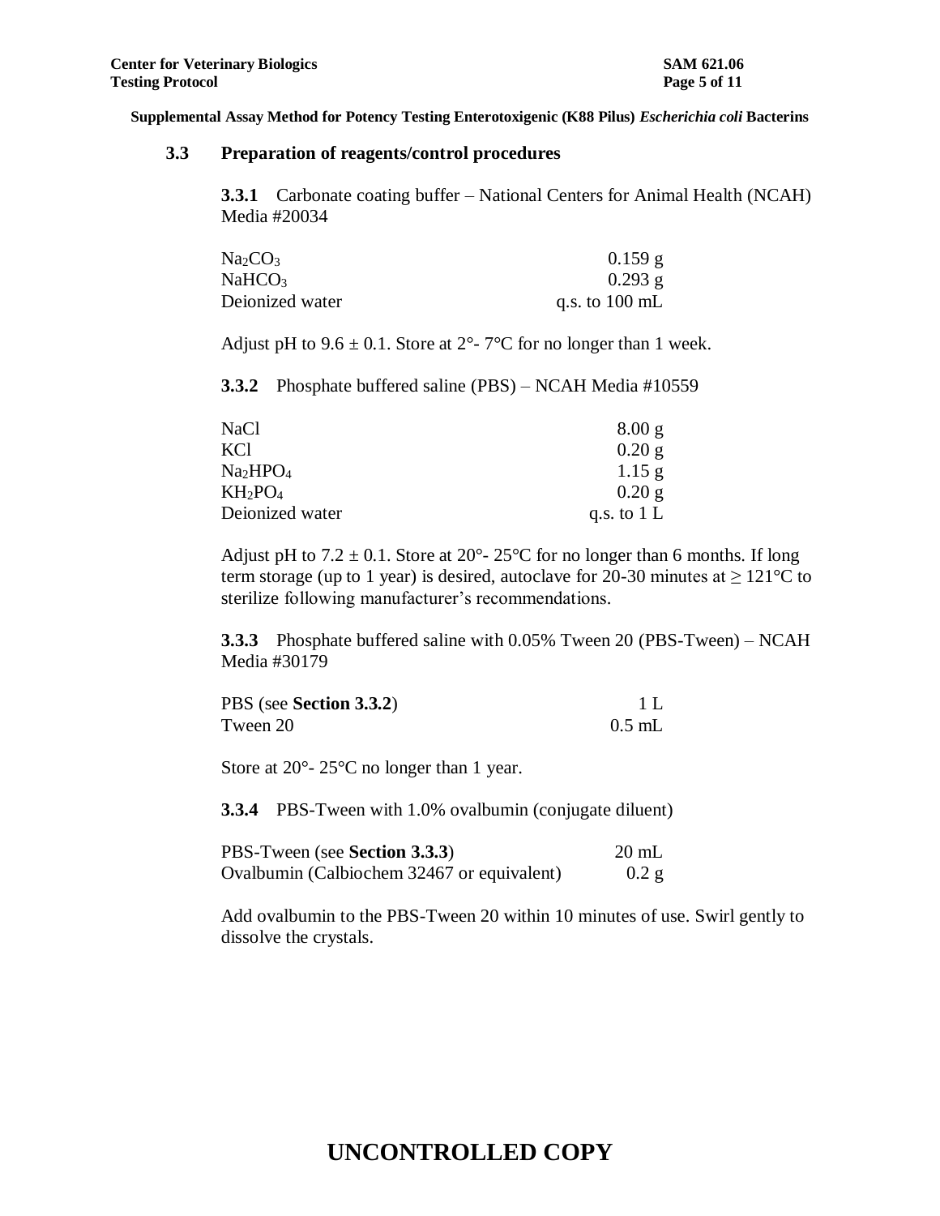### 3.3 Preparation of reagents/control procedures

**3.3.1** Carbonate coating buffer – National Centers for Animal Health (NCAH) Media #20034

| | |
|---|---|
| $Na_2CO_3$ | 0.159 g |
| $NaHCO_3$ | 0.293 g |
| Deionized water | q.s. to 100 mL |

Adjust pH to 9.6 ± 0.1. Store at 2°- 7°C for no longer than 1 week.

**3.3.2** Phosphate buffered saline (PBS) – NCAH Media #10559

| | |
|---|---|
| NaCl | 8.00 g |
| KCl | 0.20 g |
| $Na_2HPO_4$ | 1.15 g |
| $KH_2PO_4$ | 0.20 g |
| Deionized water | q.s. to 1 L |

Adjust pH to 7.2 ± 0.1. Store at 20°- 25°C for no longer than 6 months. If long term storage (up to 1 year) is desired, autoclave for 20-30 minutes at ≥ 121°C to sterilize following manufacturer's recommendations.

**3.3.3** Phosphate buffered saline with 0.05% Tween 20 (PBS-Tween) – NCAH Media #30179

| | |
|---|---|
| PBS (see **Section 3.3.2**) | 1 L |
| Tween 20 | 0.5 mL |

Store at 20°- 25°C no longer than 1 year.

**3.3.4** PBS-Tween with 1.0% ovalbumin (conjugate diluent)

| | |
|---|---|
| PBS-Tween (see **Section 3.3.3**) | 20 mL |
| Ovalbumin (Calbiochem 32467 or equivalent) | 0.2 g |

Add ovalbumin to the PBS-Tween 20 within 10 minutes of use. Swirl gently to dissolve the crystals.

**UNCONTROLLED COPY**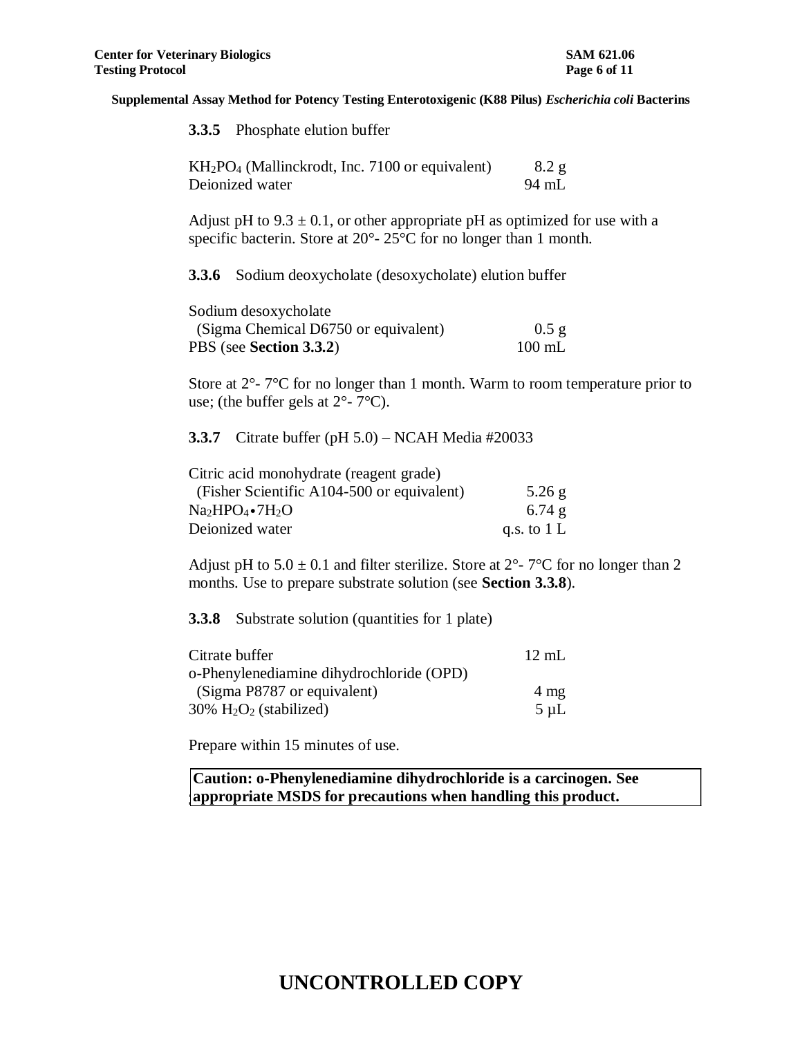**3.3.5** Phosphate elution buffer

| | |
|---|---|
| $KH_2PO_4$ (Mallinckrodt, Inc. 7100 or equivalent) | 8.2 g |
| Deionized water | 94 mL |

Adjust pH to 9.3 ± 0.1, or other appropriate pH as optimized for use with a specific bacterin. Store at 20°- 25°C for no longer than 1 month.

**3.3.6** Sodium deoxycholate (desoxycholate) elution buffer

| | |
|---|---|
| Sodium desoxycholate (Sigma Chemical D6750 or equivalent) | 0.5 g |
| PBS (see **Section 3.3.2**) | 100 mL |

Store at 2°- 7°C for no longer than 1 month. Warm to room temperature prior to use; (the buffer gels at 2°- 7°C).

**3.3.7** Citrate buffer (pH 5.0) – NCAH Media #20033

| | |
|---|---|
| Citric acid monohydrate (reagent grade) (Fisher Scientific A104-500 or equivalent) | 5.26 g |
| $Na_2HPO_4 \cdot 7H_2O$ | 6.74 g |
| Deionized water | q.s. to 1 L |

Adjust pH to 5.0 ± 0.1 and filter sterilize. Store at 2°- 7°C for no longer than 2 months. Use to prepare substrate solution (see **Section 3.3.8**).

**3.3.8** Substrate solution (quantities for 1 plate)

| | |
|---|---|
| Citrate buffer | 12 mL |
| o-Phenylenediamine dihydrochloride (OPD) (Sigma P8787 or equivalent) | 4 mg |
| 30% $H_2O_2$ (stabilized) | 5 µL |

Prepare within 15 minutes of use.

**Caution: o-Phenylenediamine dihydrochloride is a carcinogen. See appropriate MSDS for precautions when handling this product.**

**UNCONTROLLED COPY**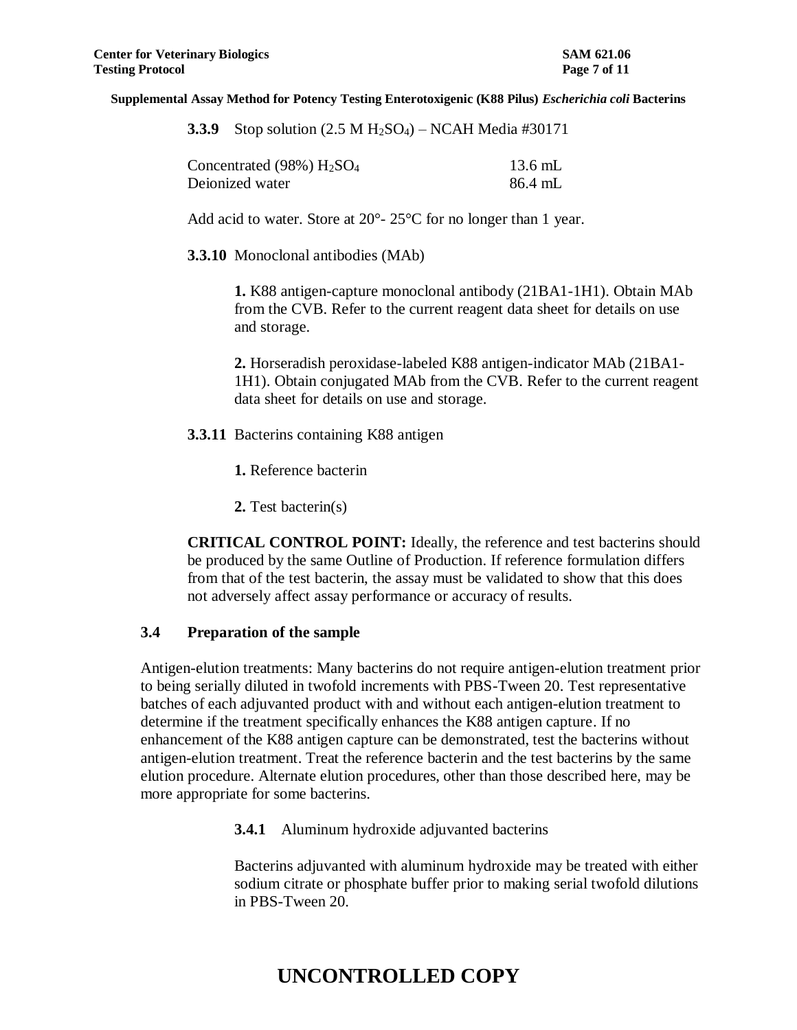**3.3.9** Stop solution (2.5 M $H_2SO_4$) – NCAH Media #30171

| | |
|---|---|
| Concentrated (98%) $H_2SO_4$ | 13.6 mL |
| Deionized water | 86.4 mL |

Add acid to water. Store at 20°- 25°C for no longer than 1 year.

**3.3.10** Monoclonal antibodies (MAb)

**1.** K88 antigen-capture monoclonal antibody (21BA1-1H1). Obtain MAb from the CVB. Refer to the current reagent data sheet for details on use and storage.

**2.** Horseradish peroxidase-labeled K88 antigen-indicator MAb (21BA1-1H1). Obtain conjugated MAb from the CVB. Refer to the current reagent data sheet for details on use and storage.

**3.3.11** Bacterins containing K88 antigen

**1.** Reference bacterin

**2.** Test bacterin(s)

**CRITICAL CONTROL POINT:** Ideally, the reference and test bacterins should be produced by the same Outline of Production. If reference formulation differs from that of the test bacterin, the assay must be validated to show that this does not adversely affect assay performance or accuracy of results.

## 3.4 Preparation of the sample

Antigen-elution treatments: Many bacterins do not require antigen-elution treatment prior to being serially diluted in twofold increments with PBS-Tween 20. Test representative batches of each adjuvanted product with and without each antigen-elution treatment to determine if the treatment specifically enhances the K88 antigen capture. If no enhancement of the K88 antigen capture can be demonstrated, test the bacterins without antigen-elution treatment. Treat the reference bacterin and the test bacterins by the same elution procedure. Alternate elution procedures, other than those described here, may be more appropriate for some bacterins.

**3.4.1** Aluminum hydroxide adjuvanted bacterins

Bacterins adjuvanted with aluminum hydroxide may be treated with either sodium citrate or phosphate buffer prior to making serial twofold dilutions in PBS-Tween 20.

# UNCONTROLLED COPY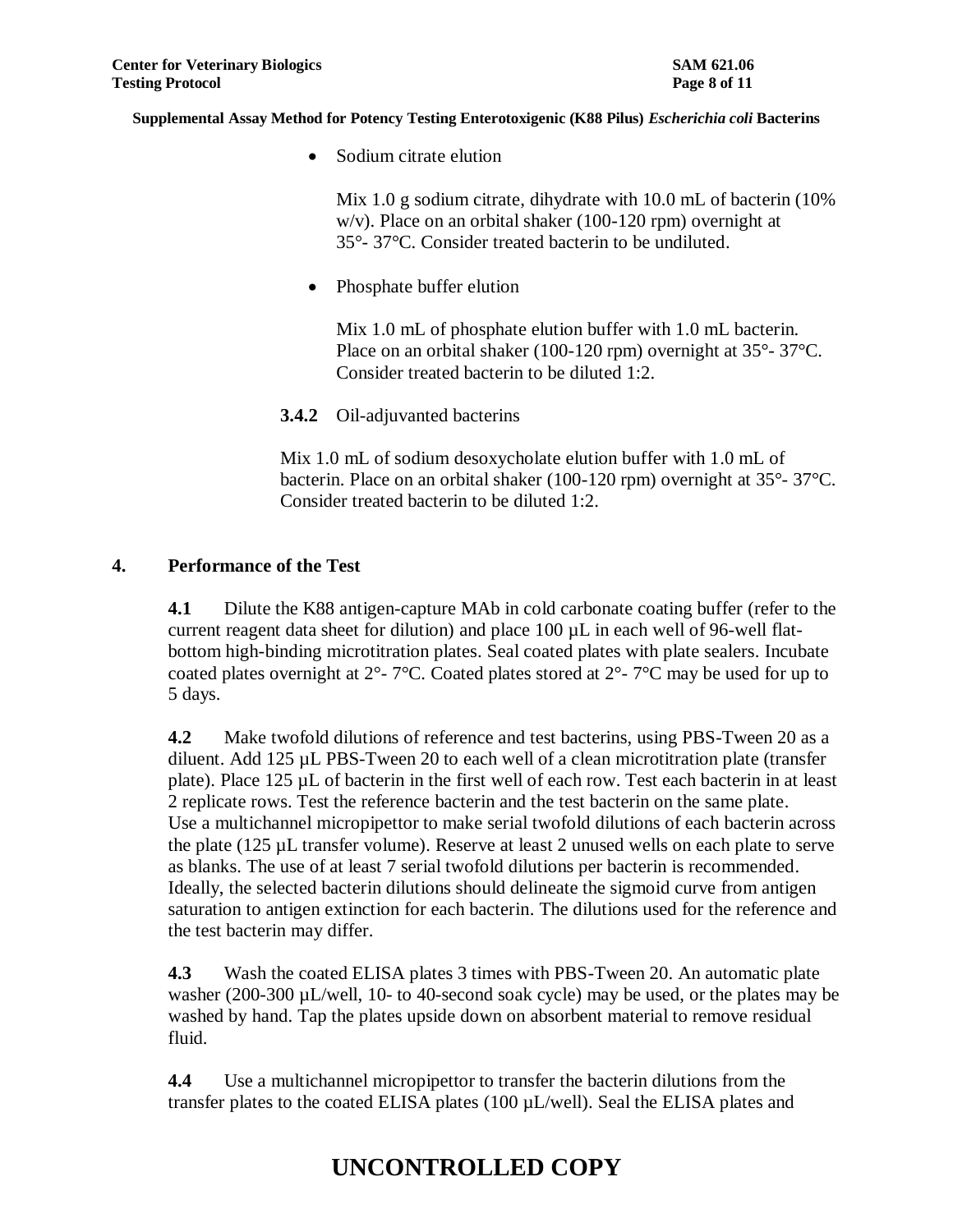- Sodium citrate elution

  Mix 1.0 g sodium citrate, dihydrate with 10.0 mL of bacterin (10% w/v). Place on an orbital shaker (100-120 rpm) overnight at 35°- 37°C. Consider treated bacterin to be undiluted.

- Phosphate buffer elution

  Mix 1.0 mL of phosphate elution buffer with 1.0 mL bacterin. Place on an orbital shaker (100-120 rpm) overnight at 35°- 37°C. Consider treated bacterin to be diluted 1:2.

**3.4.2** Oil-adjuvanted bacterins

Mix 1.0 mL of sodium desoxycholate elution buffer with 1.0 mL of bacterin. Place on an orbital shaker (100-120 rpm) overnight at 35°- 37°C. Consider treated bacterin to be diluted 1:2.

## 4. Performance of the Test

**4.1** Dilute the K88 antigen-capture MAb in cold carbonate coating buffer (refer to the current reagent data sheet for dilution) and place 100 µL in each well of 96-well flat-bottom high-binding microtitration plates. Seal coated plates with plate sealers. Incubate coated plates overnight at 2°- 7°C. Coated plates stored at 2°- 7°C may be used for up to 5 days.

**4.2** Make twofold dilutions of reference and test bacterins, using PBS-Tween 20 as a diluent. Add 125 µL PBS-Tween 20 to each well of a clean microtitration plate (transfer plate). Place 125 µL of bacterin in the first well of each row. Test each bacterin in at least 2 replicate rows. Test the reference bacterin and the test bacterin on the same plate. Use a multichannel micropipettor to make serial twofold dilutions of each bacterin across the plate (125 µL transfer volume). Reserve at least 2 unused wells on each plate to serve as blanks. The use of at least 7 serial twofold dilutions per bacterin is recommended. Ideally, the selected bacterin dilutions should delineate the sigmoid curve from antigen saturation to antigen extinction for each bacterin. The dilutions used for the reference and the test bacterin may differ.

**4.3** Wash the coated ELISA plates 3 times with PBS-Tween 20. An automatic plate washer (200-300 µL/well, 10- to 40-second soak cycle) may be used, or the plates may be washed by hand. Tap the plates upside down on absorbent material to remove residual fluid.

**4.4** Use a multichannel micropipettor to transfer the bacterin dilutions from the transfer plates to the coated ELISA plates (100 µL/well). Seal the ELISA plates and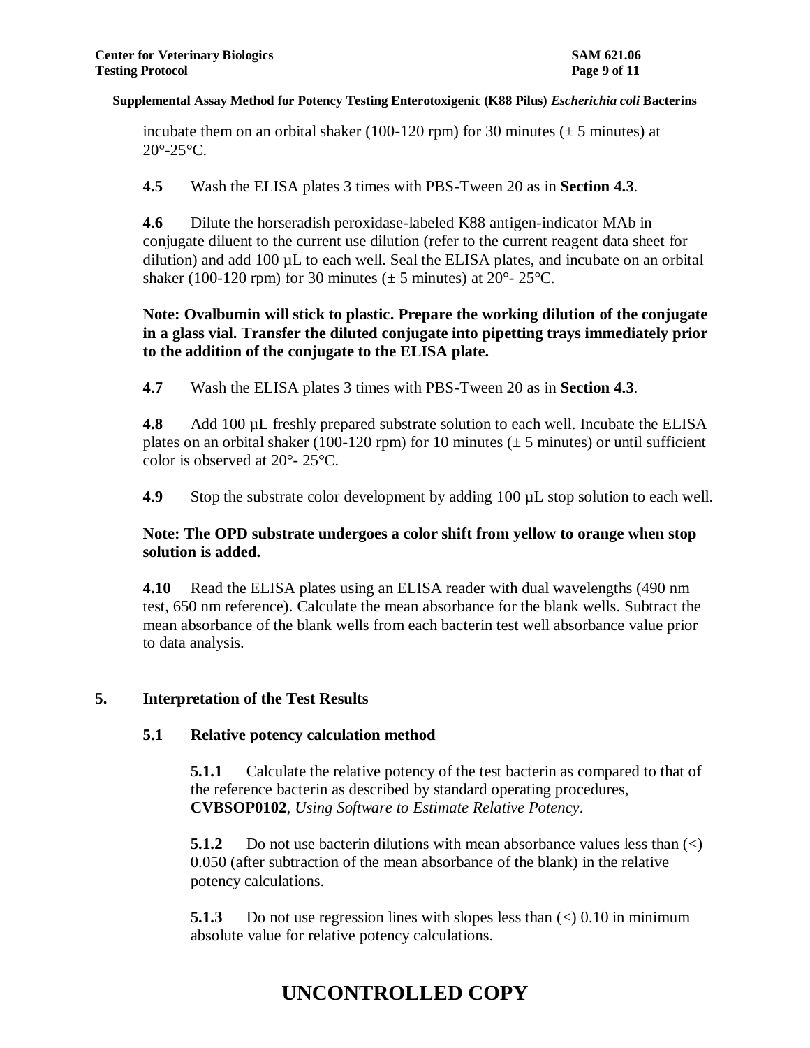incubate them on an orbital shaker (100-120 rpm) for 30 minutes (± 5 minutes) at 20°-25°C.

**4.5** Wash the ELISA plates 3 times with PBS-Tween 20 as in **Section 4.3**.

**4.6** Dilute the horseradish peroxidase-labeled K88 antigen-indicator MAb in conjugate diluent to the current use dilution (refer to the current reagent data sheet for dilution) and add 100 µL to each well. Seal the ELISA plates, and incubate on an orbital shaker (100-120 rpm) for 30 minutes (± 5 minutes) at 20°- 25°C.

**Note: Ovalbumin will stick to plastic. Prepare the working dilution of the conjugate in a glass vial. Transfer the diluted conjugate into pipetting trays immediately prior to the addition of the conjugate to the ELISA plate.**

**4.7** Wash the ELISA plates 3 times with PBS-Tween 20 as in **Section 4.3**.

**4.8** Add 100 µL freshly prepared substrate solution to each well. Incubate the ELISA plates on an orbital shaker (100-120 rpm) for 10 minutes (± 5 minutes) or until sufficient color is observed at 20°- 25°C.

**4.9** Stop the substrate color development by adding 100 µL stop solution to each well.

**Note: The OPD substrate undergoes a color shift from yellow to orange when stop solution is added.**

**4.10** Read the ELISA plates using an ELISA reader with dual wavelengths (490 nm test, 650 nm reference). Calculate the mean absorbance for the blank wells. Subtract the mean absorbance of the blank wells from each bacterin test well absorbance value prior to data analysis.

## 5. Interpretation of the Test Results

### 5.1 Relative potency calculation method

**5.1.1** Calculate the relative potency of the test bacterin as compared to that of the reference bacterin as described by standard operating procedures, **CVBSOP0102**, *Using Software to Estimate Relative Potency*.

**5.1.2** Do not use bacterin dilutions with mean absorbance values less than (<) 0.050 (after subtraction of the mean absorbance of the blank) in the relative potency calculations.

**5.1.3** Do not use regression lines with slopes less than (<) 0.10 in minimum absolute value for relative potency calculations.

# UNCONTROLLED COPY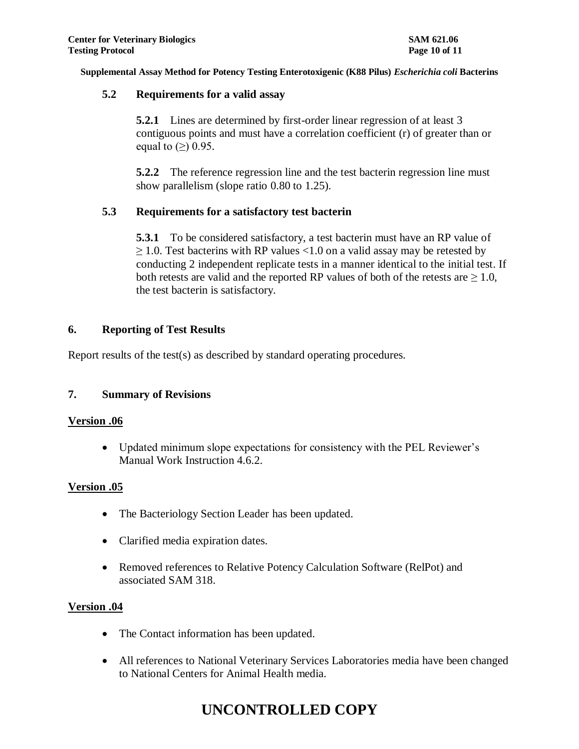### 5.2 Requirements for a valid assay

**5.2.1** Lines are determined by first-order linear regression of at least 3 contiguous points and must have a correlation coefficient (r) of greater than or equal to ($\geq$) 0.95.

**5.2.2** The reference regression line and the test bacterin regression line must show parallelism (slope ratio 0.80 to 1.25).

### 5.3 Requirements for a satisfactory test bacterin

**5.3.1** To be considered satisfactory, a test bacterin must have an RP value of $\geq$ 1.0. Test bacterins with RP values <1.0 on a valid assay may be retested by conducting 2 independent replicate tests in a manner identical to the initial test. If both retests are valid and the reported RP values of both of the retests are $\geq$ 1.0, the test bacterin is satisfactory.

## 6. Reporting of Test Results

Report results of the test(s) as described by standard operating procedures.

## 7. Summary of Revisions

**Version .06**

- Updated minimum slope expectations for consistency with the PEL Reviewer's Manual Work Instruction 4.6.2.

**Version .05**

- The Bacteriology Section Leader has been updated.
- Clarified media expiration dates.
- Removed references to Relative Potency Calculation Software (RelPot) and associated SAM 318.

**Version .04**

- The Contact information has been updated.
- All references to National Veterinary Services Laboratories media have been changed to National Centers for Animal Health media.

# UNCONTROLLED COPY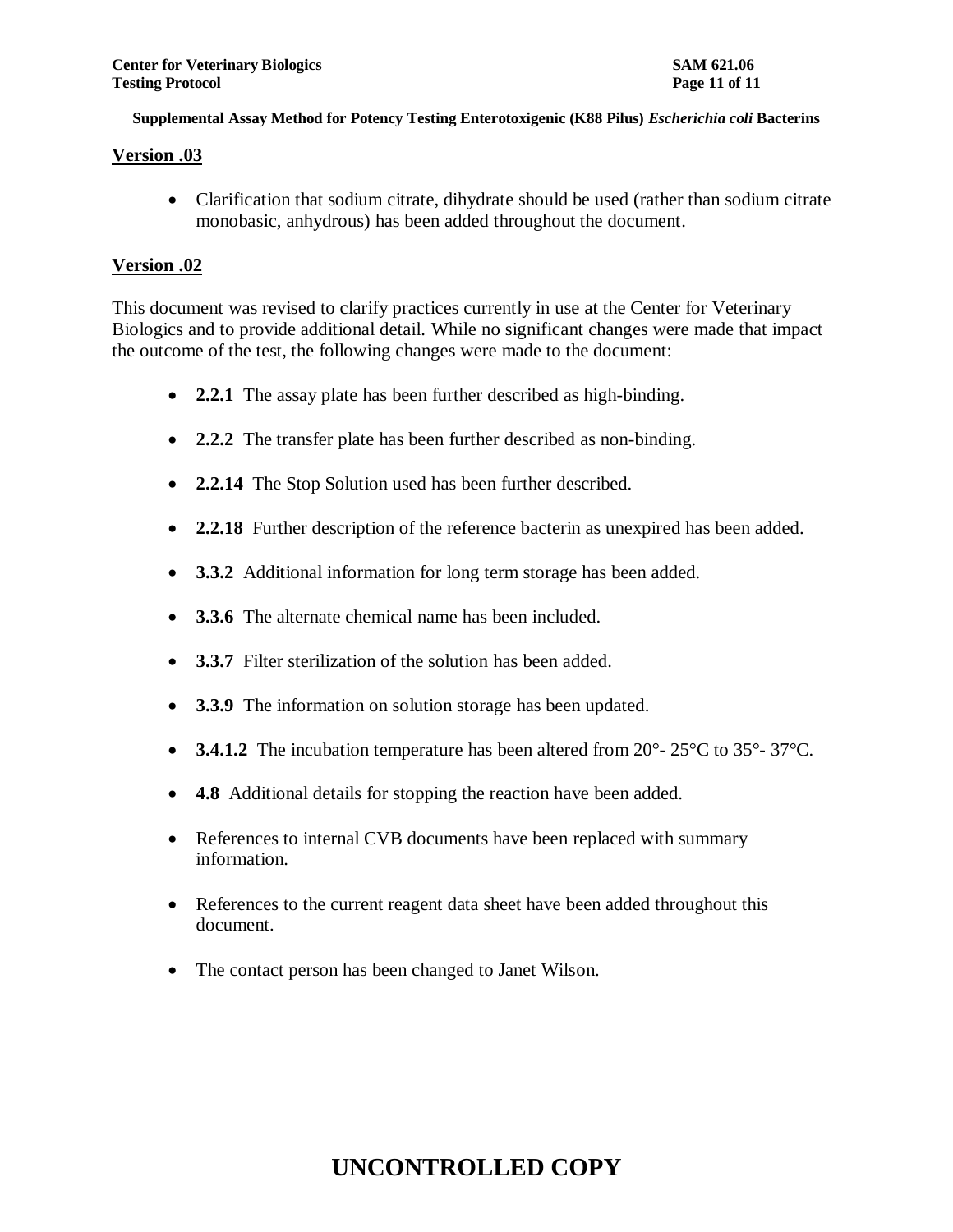**Version .03**

- Clarification that sodium citrate, dihydrate should be used (rather than sodium citrate monobasic, anhydrous) has been added throughout the document.

**Version .02**

This document was revised to clarify practices currently in use at the Center for Veterinary Biologics and to provide additional detail. While no significant changes were made that impact the outcome of the test, the following changes were made to the document:

- **2.2.1** The assay plate has been further described as high-binding.
- **2.2.2** The transfer plate has been further described as non-binding.
- **2.2.14** The Stop Solution used has been further described.
- **2.2.18** Further description of the reference bacterin as unexpired has been added.
- **3.3.2** Additional information for long term storage has been added.
- **3.3.6** The alternate chemical name has been included.
- **3.3.7** Filter sterilization of the solution has been added.
- **3.3.9** The information on solution storage has been updated.
- **3.4.1.2** The incubation temperature has been altered from 20°- 25°C to 35°- 37°C.
- **4.8** Additional details for stopping the reaction have been added.
- References to internal CVB documents have been replaced with summary information.
- References to the current reagent data sheet have been added throughout this document.
- The contact person has been changed to Janet Wilson.

# UNCONTROLLED COPY